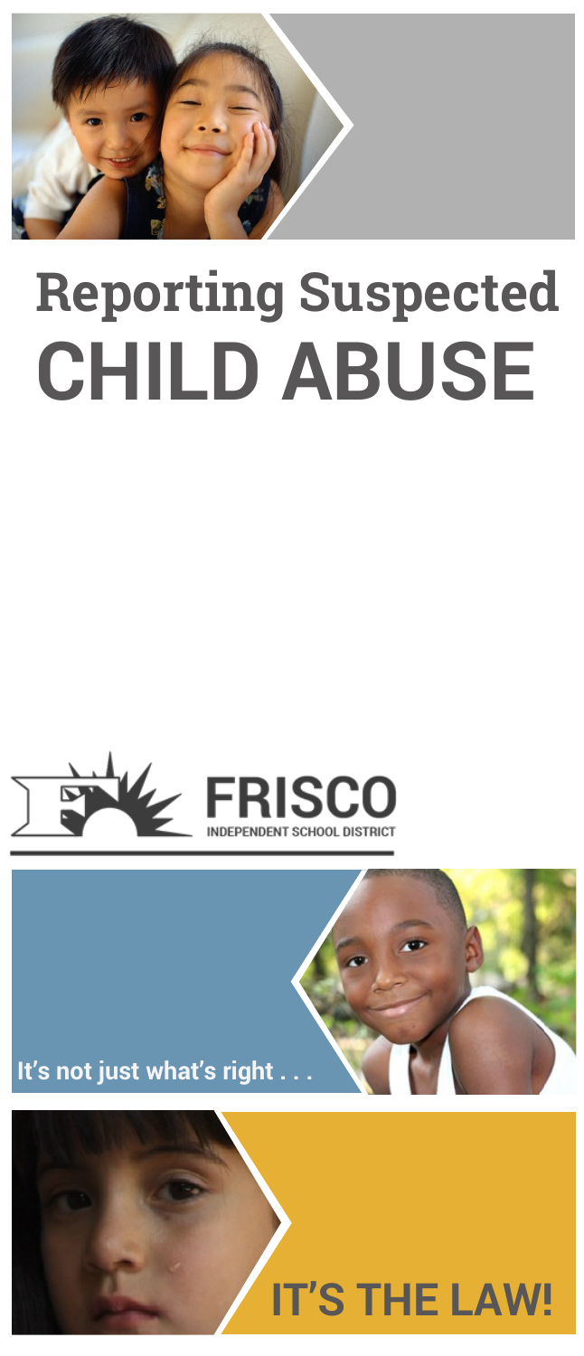# Reporting Suspected CHILD ABUSE

FRISCO INDEPENDENT SCHOOL DISTRICT

It's not just what's right . . .

**IT'S THE LAW!**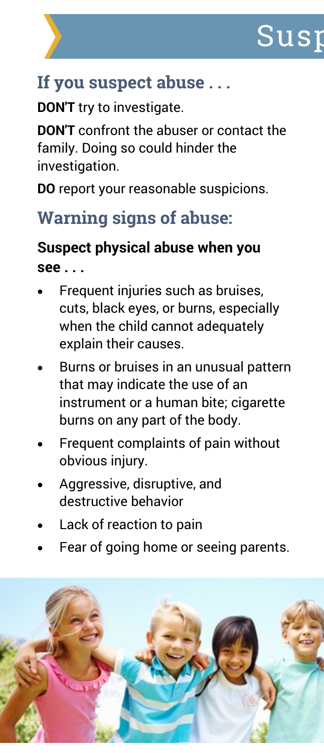Susp

## If you suspect abuse . . .

**DON'T** try to investigate.

**DON'T** confront the abuser or contact the family. Doing so could hinder the investigation.

**DO** report your reasonable suspicions.

## Warning signs of abuse:

### Suspect physical abuse when you see . . .

- Frequent injuries such as bruises, cuts, black eyes, or burns, especially when the child cannot adequately explain their causes.
- Burns or bruises in an unusual pattern that may indicate the use of an instrument or a human bite; cigarette burns on any part of the body.
- Frequent complaints of pain without obvious injury.
- Aggressive, disruptive, and destructive behavior
- Lack of reaction to pain
- Fear of going home or seeing parents.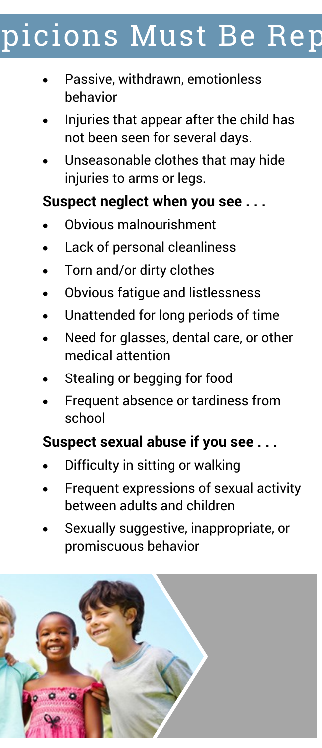# picions Must Be Rep

- Passive, withdrawn, emotionless behavior
- Injuries that appear after the child has not been seen for several days.
- Unseasonable clothes that may hide injuries to arms or legs.

**Suspect neglect when you see . . .**

- Obvious malnourishment
- Lack of personal cleanliness
- Torn and/or dirty clothes
- Obvious fatigue and listlessness
- Unattended for long periods of time
- Need for glasses, dental care, or other medical attention
- Stealing or begging for food
- Frequent absence or tardiness from school

**Suspect sexual abuse if you see . . .**

- Difficulty in sitting or walking
- Frequent expressions of sexual activity between adults and children
- Sexually suggestive, inappropriate, or promiscuous behavior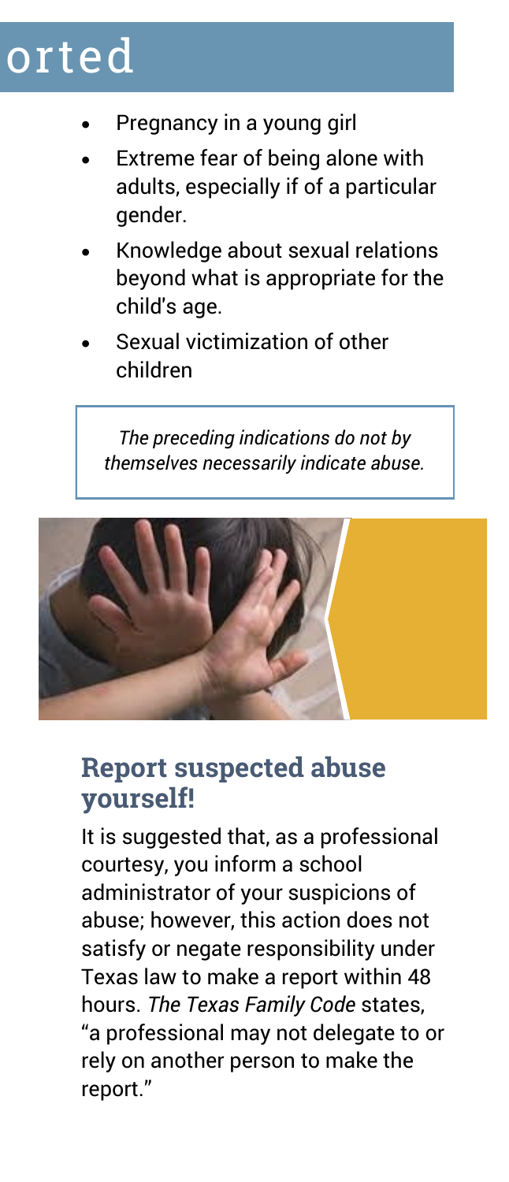orted

- Pregnancy in a young girl
- Extreme fear of being alone with adults, especially if of a particular gender.
- Knowledge about sexual relations beyond what is appropriate for the child's age.
- Sexual victimization of other children

*The preceding indications do not by themselves necessarily indicate abuse.*

## Report suspected abuse yourself!

It is suggested that, as a professional courtesy, you inform a school administrator of your suspicions of abuse; however, this action does not satisfy or negate responsibility under Texas law to make a report within 48 hours. *The Texas Family Code* states, "a professional may not delegate to or rely on another person to make the report."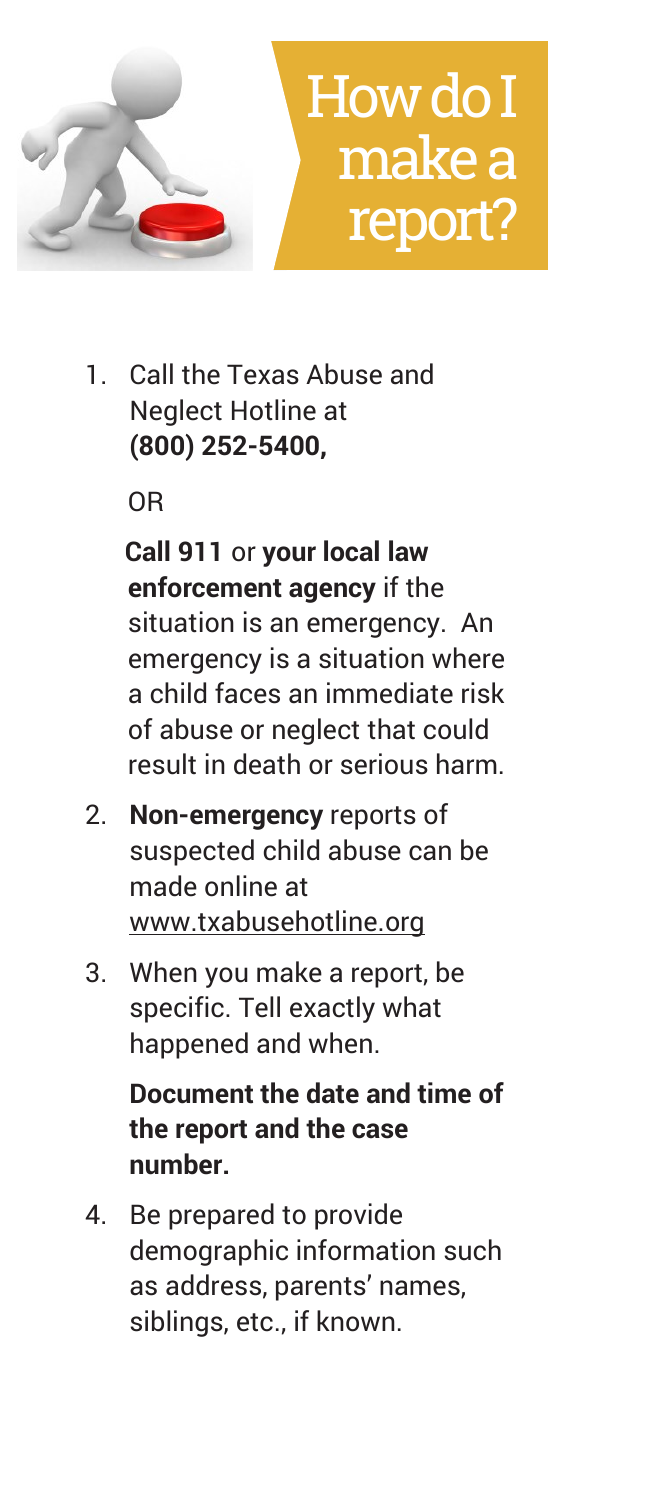# How do I make a report?

1. Call the Texas Abuse and Neglect Hotline at **(800) 252-5400,**

   OR

   **Call 911** or **your local law enforcement agency** if the situation is an emergency. An emergency is a situation where a child faces an immediate risk of abuse or neglect that could result in death or serious harm.

2. **Non-emergency** reports of suspected child abuse can be made online at www.txabusehotline.org

3. When you make a report, be specific. Tell exactly what happened and when.

   **Document the date and time of the report and the case number.**

4. Be prepared to provide demographic information such as address, parents' names, siblings, etc., if known.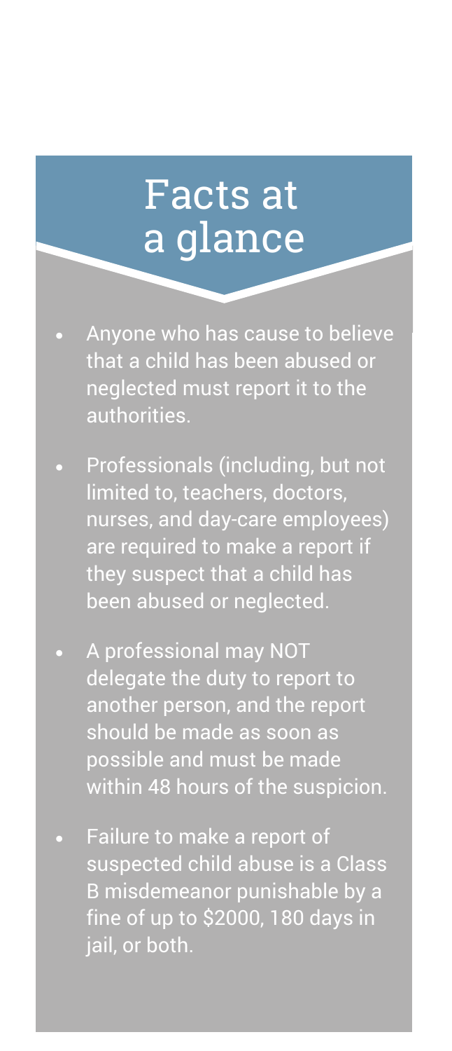# Facts at a glance

- Anyone who has cause to believe that a child has been abused or neglected must report it to the authorities.
- Professionals (including, but not limited to, teachers, doctors, nurses, and day-care employees) are required to make a report if they suspect that a child has been abused or neglected.
- A professional may NOT delegate the duty to report to another person, and the report should be made as soon as possible and must be made within 48 hours of the suspicion.
- Failure to make a report of suspected child abuse is a Class B misdemeanor punishable by a fine of up to $2000, 180 days in jail, or both.